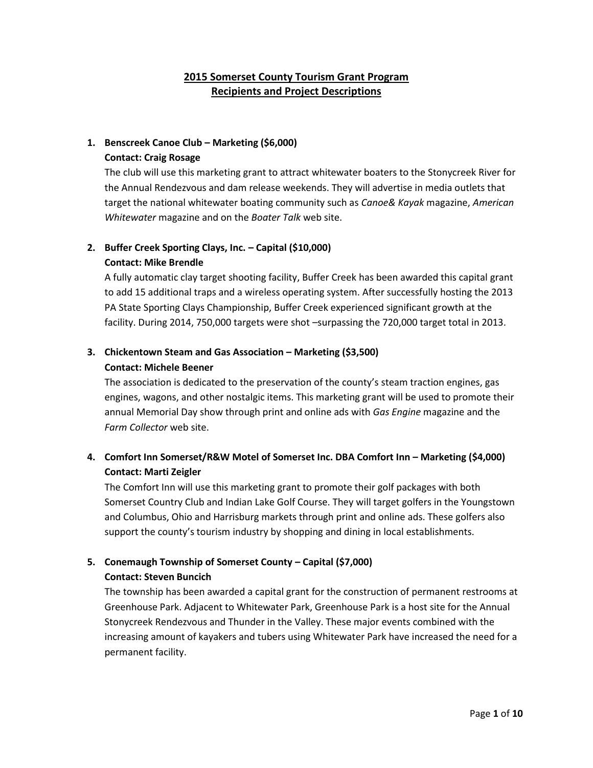# 2015 Somerset County Tourism Grant Program
# Recipients and Project Descriptions

1. **Benscreek Canoe Club – Marketing ($6,000)**
   **Contact: Craig Rosage**
   The club will use this marketing grant to attract whitewater boaters to the Stonycreek River for the Annual Rendezvous and dam release weekends. They will advertise in media outlets that target the national whitewater boating community such as *Canoe& Kayak* magazine, *American Whitewater* magazine and on the *Boater Talk* web site.

2. **Buffer Creek Sporting Clays, Inc. – Capital ($10,000)**
   **Contact: Mike Brendle**
   A fully automatic clay target shooting facility, Buffer Creek has been awarded this capital grant to add 15 additional traps and a wireless operating system. After successfully hosting the 2013 PA State Sporting Clays Championship, Buffer Creek experienced significant growth at the facility. During 2014, 750,000 targets were shot –surpassing the 720,000 target total in 2013.

3. **Chickentown Steam and Gas Association – Marketing ($3,500)**
   **Contact: Michele Beener**
   The association is dedicated to the preservation of the county's steam traction engines, gas engines, wagons, and other nostalgic items. This marketing grant will be used to promote their annual Memorial Day show through print and online ads with *Gas Engine* magazine and the *Farm Collector* web site.

4. **Comfort Inn Somerset/R&W Motel of Somerset Inc. DBA Comfort Inn – Marketing ($4,000)**
   **Contact: Marti Zeigler**
   The Comfort Inn will use this marketing grant to promote their golf packages with both Somerset Country Club and Indian Lake Golf Course. They will target golfers in the Youngstown and Columbus, Ohio and Harrisburg markets through print and online ads. These golfers also support the county's tourism industry by shopping and dining in local establishments.

5. **Conemaugh Township of Somerset County – Capital ($7,000)**
   **Contact: Steven Buncich**
   The township has been awarded a capital grant for the construction of permanent restrooms at Greenhouse Park. Adjacent to Whitewater Park, Greenhouse Park is a host site for the Annual Stonycreek Rendezvous and Thunder in the Valley. These major events combined with the increasing amount of kayakers and tubers using Whitewater Park have increased the need for a permanent facility.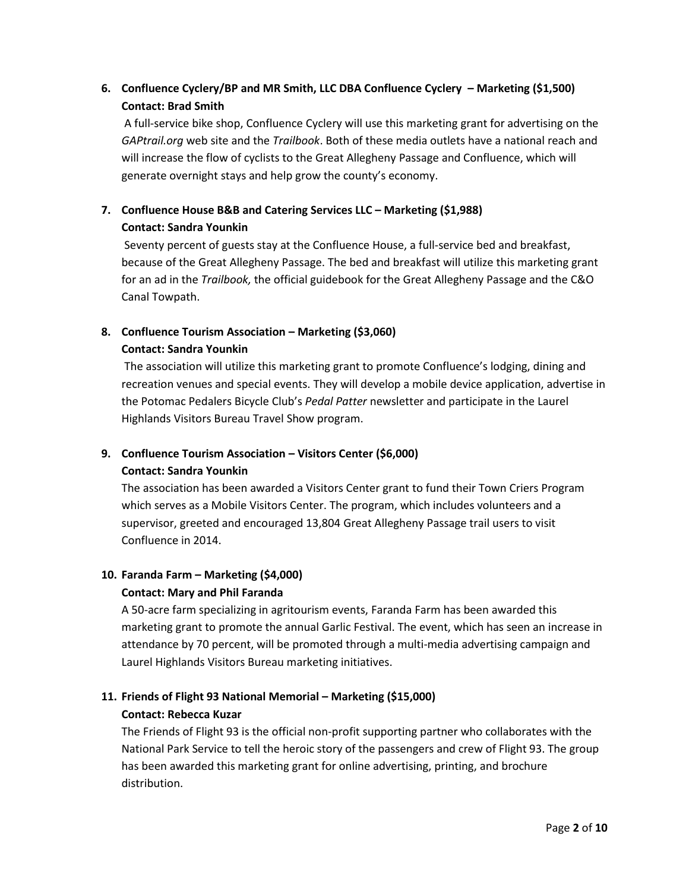6. **Confluence Cyclery/BP and MR Smith, LLC DBA Confluence Cyclery – Marketing ($1,500)**
   **Contact: Brad Smith**
   A full-service bike shop, Confluence Cyclery will use this marketing grant for advertising on the *GAPtrail.org* web site and the *Trailbook*. Both of these media outlets have a national reach and will increase the flow of cyclists to the Great Allegheny Passage and Confluence, which will generate overnight stays and help grow the county's economy.

7. **Confluence House B&B and Catering Services LLC – Marketing ($1,988)**
   **Contact: Sandra Younkin**
   Seventy percent of guests stay at the Confluence House, a full-service bed and breakfast, because of the Great Allegheny Passage. The bed and breakfast will utilize this marketing grant for an ad in the *Trailbook,* the official guidebook for the Great Allegheny Passage and the C&O Canal Towpath.

8. **Confluence Tourism Association – Marketing ($3,060)**
   **Contact: Sandra Younkin**
   The association will utilize this marketing grant to promote Confluence's lodging, dining and recreation venues and special events. They will develop a mobile device application, advertise in the Potomac Pedalers Bicycle Club's *Pedal Patter* newsletter and participate in the Laurel Highlands Visitors Bureau Travel Show program.

9. **Confluence Tourism Association – Visitors Center ($6,000)**
   **Contact: Sandra Younkin**
   The association has been awarded a Visitors Center grant to fund their Town Criers Program which serves as a Mobile Visitors Center. The program, which includes volunteers and a supervisor, greeted and encouraged 13,804 Great Allegheny Passage trail users to visit Confluence in 2014.

10. **Faranda Farm – Marketing ($4,000)**
    **Contact: Mary and Phil Faranda**
    A 50-acre farm specializing in agritourism events, Faranda Farm has been awarded this marketing grant to promote the annual Garlic Festival. The event, which has seen an increase in attendance by 70 percent, will be promoted through a multi-media advertising campaign and Laurel Highlands Visitors Bureau marketing initiatives.

11. **Friends of Flight 93 National Memorial – Marketing ($15,000)**
    **Contact: Rebecca Kuzar**
    The Friends of Flight 93 is the official non-profit supporting partner who collaborates with the National Park Service to tell the heroic story of the passengers and crew of Flight 93. The group has been awarded this marketing grant for online advertising, printing, and brochure distribution.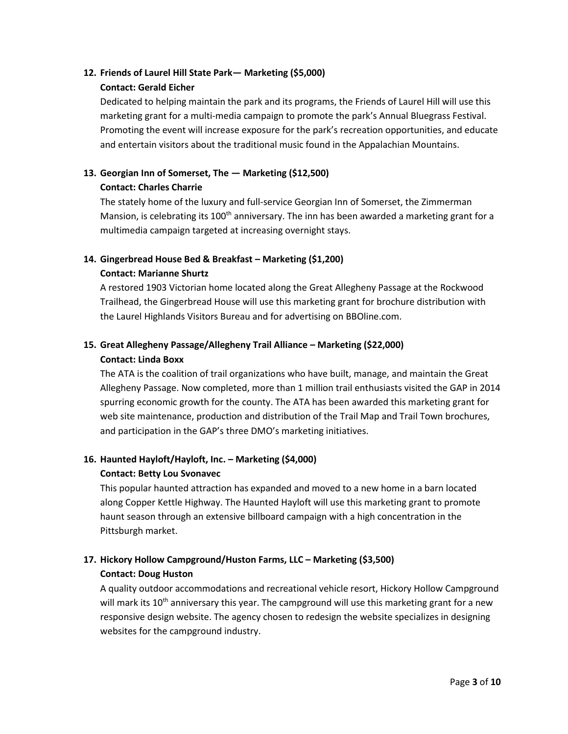12. **Friends of Laurel Hill State Park— Marketing ($5,000)**
    **Contact: Gerald Eicher**
    Dedicated to helping maintain the park and its programs, the Friends of Laurel Hill will use this marketing grant for a multi-media campaign to promote the park's Annual Bluegrass Festival. Promoting the event will increase exposure for the park's recreation opportunities, and educate and entertain visitors about the traditional music found in the Appalachian Mountains.

13. **Georgian Inn of Somerset, The — Marketing ($12,500)**
    **Contact: Charles Charrie**
    The stately home of the luxury and full-service Georgian Inn of Somerset, the Zimmerman Mansion, is celebrating its 100th anniversary. The inn has been awarded a marketing grant for a multimedia campaign targeted at increasing overnight stays.

14. **Gingerbread House Bed & Breakfast – Marketing ($1,200)**
    **Contact: Marianne Shurtz**
    A restored 1903 Victorian home located along the Great Allegheny Passage at the Rockwood Trailhead, the Gingerbread House will use this marketing grant for brochure distribution with the Laurel Highlands Visitors Bureau and for advertising on BBOline.com.

15. **Great Allegheny Passage/Allegheny Trail Alliance – Marketing ($22,000)**
    **Contact: Linda Boxx**
    The ATA is the coalition of trail organizations who have built, manage, and maintain the Great Allegheny Passage. Now completed, more than 1 million trail enthusiasts visited the GAP in 2014 spurring economic growth for the county. The ATA has been awarded this marketing grant for web site maintenance, production and distribution of the Trail Map and Trail Town brochures, and participation in the GAP's three DMO's marketing initiatives.

16. **Haunted Hayloft/Hayloft, Inc. – Marketing ($4,000)**
    **Contact: Betty Lou Svonavec**
    This popular haunted attraction has expanded and moved to a new home in a barn located along Copper Kettle Highway. The Haunted Hayloft will use this marketing grant to promote haunt season through an extensive billboard campaign with a high concentration in the Pittsburgh market.

17. **Hickory Hollow Campground/Huston Farms, LLC – Marketing ($3,500)**
    **Contact: Doug Huston**
    A quality outdoor accommodations and recreational vehicle resort, Hickory Hollow Campground will mark its 10th anniversary this year. The campground will use this marketing grant for a new responsive design website. The agency chosen to redesign the website specializes in designing websites for the campground industry.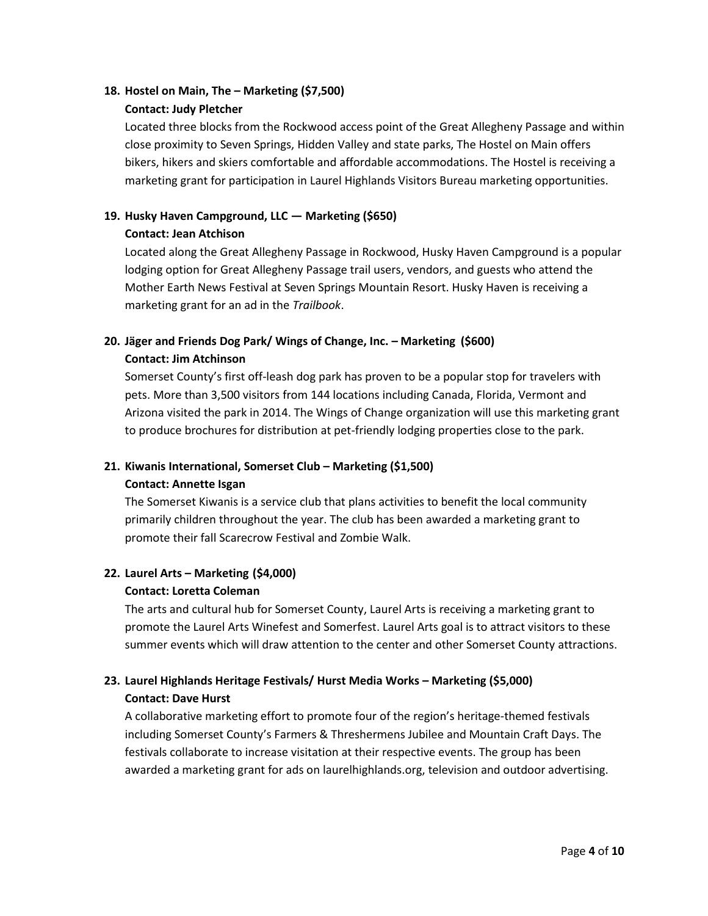**18. Hostel on Main, The – Marketing ($7,500)**

**Contact: Judy Pletcher**

Located three blocks from the Rockwood access point of the Great Allegheny Passage and within close proximity to Seven Springs, Hidden Valley and state parks, The Hostel on Main offers bikers, hikers and skiers comfortable and affordable accommodations. The Hostel is receiving a marketing grant for participation in Laurel Highlands Visitors Bureau marketing opportunities.

**19. Husky Haven Campground, LLC — Marketing ($650)**

**Contact: Jean Atchison**

Located along the Great Allegheny Passage in Rockwood, Husky Haven Campground is a popular lodging option for Great Allegheny Passage trail users, vendors, and guests who attend the Mother Earth News Festival at Seven Springs Mountain Resort. Husky Haven is receiving a marketing grant for an ad in the *Trailbook*.

**20. Jäger and Friends Dog Park/ Wings of Change, Inc. – Marketing ($600)**

**Contact: Jim Atchinson**

Somerset County's first off-leash dog park has proven to be a popular stop for travelers with pets. More than 3,500 visitors from 144 locations including Canada, Florida, Vermont and Arizona visited the park in 2014. The Wings of Change organization will use this marketing grant to produce brochures for distribution at pet-friendly lodging properties close to the park.

**21. Kiwanis International, Somerset Club – Marketing ($1,500)**

**Contact: Annette Isgan**

The Somerset Kiwanis is a service club that plans activities to benefit the local community primarily children throughout the year. The club has been awarded a marketing grant to promote their fall Scarecrow Festival and Zombie Walk.

**22. Laurel Arts – Marketing ($4,000)**

**Contact: Loretta Coleman**

The arts and cultural hub for Somerset County, Laurel Arts is receiving a marketing grant to promote the Laurel Arts Winefest and Somerfest. Laurel Arts goal is to attract visitors to these summer events which will draw attention to the center and other Somerset County attractions.

**23. Laurel Highlands Heritage Festivals/ Hurst Media Works – Marketing ($5,000)**

**Contact: Dave Hurst**

A collaborative marketing effort to promote four of the region's heritage-themed festivals including Somerset County's Farmers & Threshermens Jubilee and Mountain Craft Days. The festivals collaborate to increase visitation at their respective events. The group has been awarded a marketing grant for ads on laurelhighlands.org, television and outdoor advertising.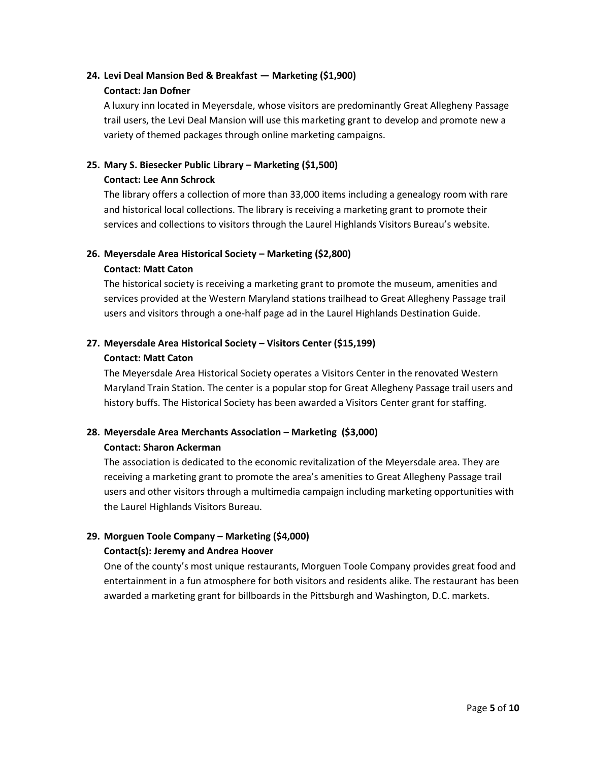**24. Levi Deal Mansion Bed & Breakfast — Marketing ($1,900)**

**Contact: Jan Dofner**

A luxury inn located in Meyersdale, whose visitors are predominantly Great Allegheny Passage trail users, the Levi Deal Mansion will use this marketing grant to develop and promote new a variety of themed packages through online marketing campaigns.

**25. Mary S. Biesecker Public Library – Marketing ($1,500)**

**Contact: Lee Ann Schrock**

The library offers a collection of more than 33,000 items including a genealogy room with rare and historical local collections. The library is receiving a marketing grant to promote their services and collections to visitors through the Laurel Highlands Visitors Bureau's website.

**26. Meyersdale Area Historical Society – Marketing ($2,800)**

**Contact: Matt Caton**

The historical society is receiving a marketing grant to promote the museum, amenities and services provided at the Western Maryland stations trailhead to Great Allegheny Passage trail users and visitors through a one-half page ad in the Laurel Highlands Destination Guide.

**27. Meyersdale Area Historical Society – Visitors Center ($15,199)**

**Contact: Matt Caton**

The Meyersdale Area Historical Society operates a Visitors Center in the renovated Western Maryland Train Station. The center is a popular stop for Great Allegheny Passage trail users and history buffs. The Historical Society has been awarded a Visitors Center grant for staffing.

**28. Meyersdale Area Merchants Association – Marketing ($3,000)**

**Contact: Sharon Ackerman**

The association is dedicated to the economic revitalization of the Meyersdale area. They are receiving a marketing grant to promote the area's amenities to Great Allegheny Passage trail users and other visitors through a multimedia campaign including marketing opportunities with the Laurel Highlands Visitors Bureau.

**29. Morguen Toole Company – Marketing ($4,000)**

**Contact(s): Jeremy and Andrea Hoover**

One of the county's most unique restaurants, Morguen Toole Company provides great food and entertainment in a fun atmosphere for both visitors and residents alike. The restaurant has been awarded a marketing grant for billboards in the Pittsburgh and Washington, D.C. markets.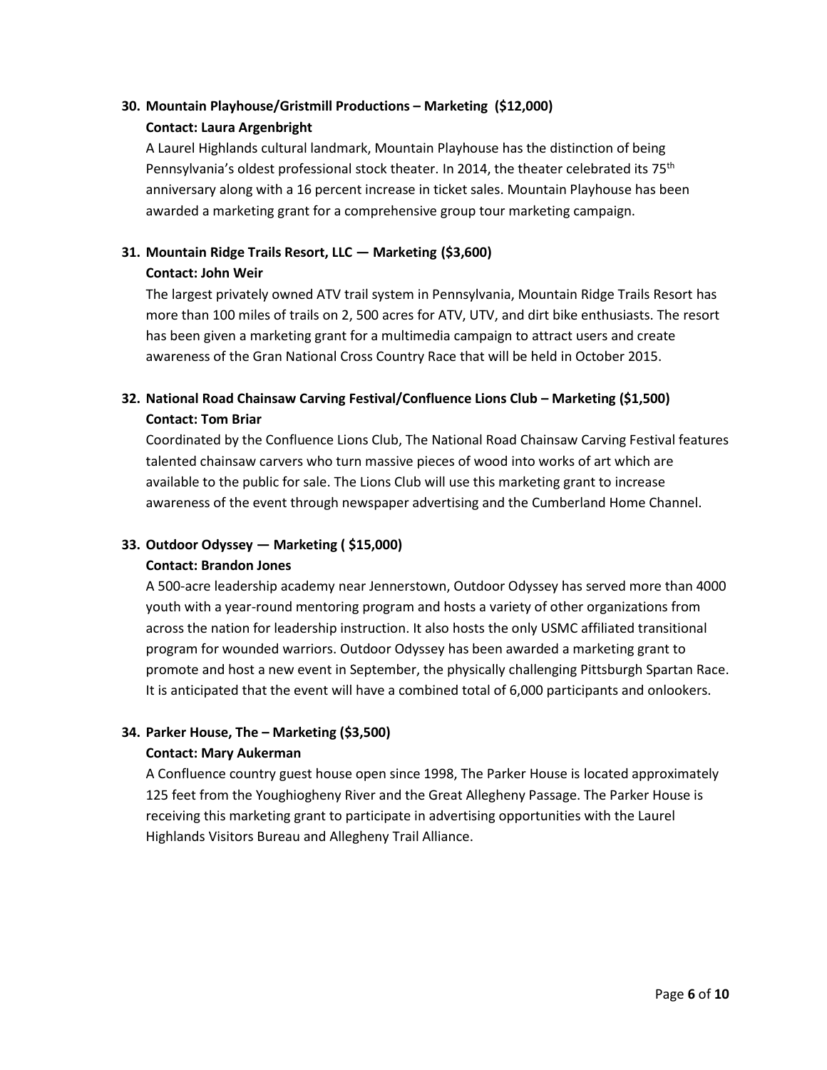30. **Mountain Playhouse/Gristmill Productions – Marketing (\$12,000)**
    **Contact: Laura Argenbright**
    A Laurel Highlands cultural landmark, Mountain Playhouse has the distinction of being Pennsylvania's oldest professional stock theater. In 2014, the theater celebrated its 75th anniversary along with a 16 percent increase in ticket sales. Mountain Playhouse has been awarded a marketing grant for a comprehensive group tour marketing campaign.

31. **Mountain Ridge Trails Resort, LLC — Marketing (\$3,600)**
    **Contact: John Weir**
    The largest privately owned ATV trail system in Pennsylvania, Mountain Ridge Trails Resort has more than 100 miles of trails on 2, 500 acres for ATV, UTV, and dirt bike enthusiasts. The resort has been given a marketing grant for a multimedia campaign to attract users and create awareness of the Gran National Cross Country Race that will be held in October 2015.

32. **National Road Chainsaw Carving Festival/Confluence Lions Club – Marketing (\$1,500)**
    **Contact: Tom Briar**
    Coordinated by the Confluence Lions Club, The National Road Chainsaw Carving Festival features talented chainsaw carvers who turn massive pieces of wood into works of art which are available to the public for sale. The Lions Club will use this marketing grant to increase awareness of the event through newspaper advertising and the Cumberland Home Channel.

33. **Outdoor Odyssey — Marketing ( \$15,000)**
    **Contact: Brandon Jones**
    A 500-acre leadership academy near Jennerstown, Outdoor Odyssey has served more than 4000 youth with a year-round mentoring program and hosts a variety of other organizations from across the nation for leadership instruction. It also hosts the only USMC affiliated transitional program for wounded warriors. Outdoor Odyssey has been awarded a marketing grant to promote and host a new event in September, the physically challenging Pittsburgh Spartan Race. It is anticipated that the event will have a combined total of 6,000 participants and onlookers.

34. **Parker House, The – Marketing (\$3,500)**
    **Contact: Mary Aukerman**
    A Confluence country guest house open since 1998, The Parker House is located approximately 125 feet from the Youghiogheny River and the Great Allegheny Passage. The Parker House is receiving this marketing grant to participate in advertising opportunities with the Laurel Highlands Visitors Bureau and Allegheny Trail Alliance.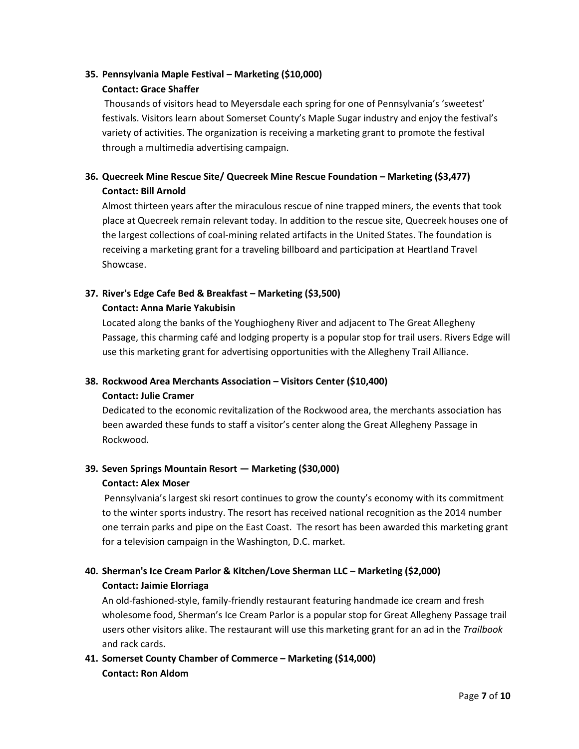35. **Pennsylvania Maple Festival – Marketing ($10,000)**
    **Contact: Grace Shaffer**

    Thousands of visitors head to Meyersdale each spring for one of Pennsylvania's 'sweetest' festivals. Visitors learn about Somerset County's Maple Sugar industry and enjoy the festival's variety of activities. The organization is receiving a marketing grant to promote the festival through a multimedia advertising campaign.

36. **Quecreek Mine Rescue Site/ Quecreek Mine Rescue Foundation – Marketing ($3,477)**
    **Contact: Bill Arnold**

    Almost thirteen years after the miraculous rescue of nine trapped miners, the events that took place at Quecreek remain relevant today. In addition to the rescue site, Quecreek houses one of the largest collections of coal-mining related artifacts in the United States. The foundation is receiving a marketing grant for a traveling billboard and participation at Heartland Travel Showcase.

37. **River's Edge Cafe Bed & Breakfast – Marketing ($3,500)**
    **Contact: Anna Marie Yakubisin**

    Located along the banks of the Youghiogheny River and adjacent to The Great Allegheny Passage, this charming café and lodging property is a popular stop for trail users. Rivers Edge will use this marketing grant for advertising opportunities with the Allegheny Trail Alliance.

38. **Rockwood Area Merchants Association – Visitors Center ($10,400)**
    **Contact: Julie Cramer**

    Dedicated to the economic revitalization of the Rockwood area, the merchants association has been awarded these funds to staff a visitor's center along the Great Allegheny Passage in Rockwood.

39. **Seven Springs Mountain Resort — Marketing ($30,000)**
    **Contact: Alex Moser**

    Pennsylvania's largest ski resort continues to grow the county's economy with its commitment to the winter sports industry. The resort has received national recognition as the 2014 number one terrain parks and pipe on the East Coast. The resort has been awarded this marketing grant for a television campaign in the Washington, D.C. market.

40. **Sherman's Ice Cream Parlor & Kitchen/Love Sherman LLC – Marketing ($2,000)**
    **Contact: Jaimie Elorriaga**

    An old-fashioned-style, family-friendly restaurant featuring handmade ice cream and fresh wholesome food, Sherman's Ice Cream Parlor is a popular stop for Great Allegheny Passage trail users other visitors alike. The restaurant will use this marketing grant for an ad in the *Trailbook* and rack cards.

41. **Somerset County Chamber of Commerce – Marketing ($14,000)**
    **Contact: Ron Aldom**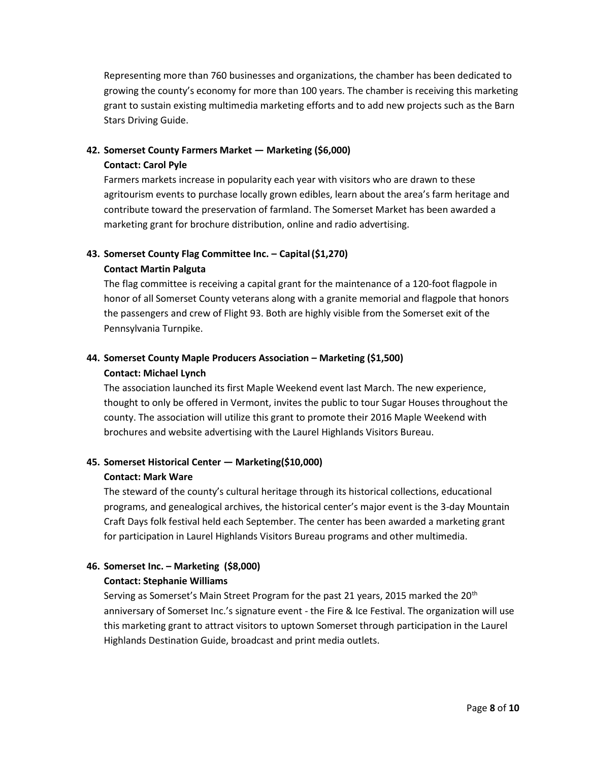Representing more than 760 businesses and organizations, the chamber has been dedicated to growing the county's economy for more than 100 years. The chamber is receiving this marketing grant to sustain existing multimedia marketing efforts and to add new projects such as the Barn Stars Driving Guide.

**42. Somerset County Farmers Market — Marketing ($6,000)**
**Contact: Carol Pyle**

Farmers markets increase in popularity each year with visitors who are drawn to these agritourism events to purchase locally grown edibles, learn about the area's farm heritage and contribute toward the preservation of farmland. The Somerset Market has been awarded a marketing grant for brochure distribution, online and radio advertising.

**43. Somerset County Flag Committee Inc. – Capital ($1,270)**
**Contact Martin Palguta**

The flag committee is receiving a capital grant for the maintenance of a 120-foot flagpole in honor of all Somerset County veterans along with a granite memorial and flagpole that honors the passengers and crew of Flight 93. Both are highly visible from the Somerset exit of the Pennsylvania Turnpike.

**44. Somerset County Maple Producers Association – Marketing ($1,500)**
**Contact: Michael Lynch**

The association launched its first Maple Weekend event last March. The new experience, thought to only be offered in Vermont, invites the public to tour Sugar Houses throughout the county. The association will utilize this grant to promote their 2016 Maple Weekend with brochures and website advertising with the Laurel Highlands Visitors Bureau.

**45. Somerset Historical Center — Marketing($10,000)**
**Contact: Mark Ware**

The steward of the county's cultural heritage through its historical collections, educational programs, and genealogical archives, the historical center's major event is the 3-day Mountain Craft Days folk festival held each September. The center has been awarded a marketing grant for participation in Laurel Highlands Visitors Bureau programs and other multimedia.

**46. Somerset Inc. – Marketing ($8,000)**
**Contact: Stephanie Williams**

Serving as Somerset's Main Street Program for the past 21 years, 2015 marked the 20th anniversary of Somerset Inc.'s signature event - the Fire & Ice Festival. The organization will use this marketing grant to attract visitors to uptown Somerset through participation in the Laurel Highlands Destination Guide, broadcast and print media outlets.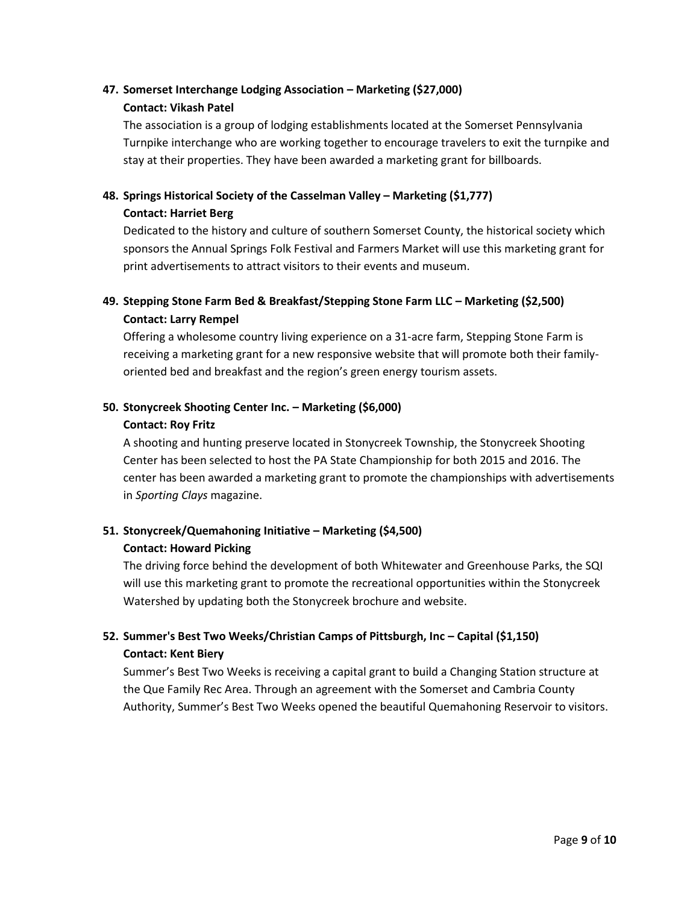47. **Somerset Interchange Lodging Association – Marketing ($27,000)**
    **Contact: Vikash Patel**
    The association is a group of lodging establishments located at the Somerset Pennsylvania Turnpike interchange who are working together to encourage travelers to exit the turnpike and stay at their properties. They have been awarded a marketing grant for billboards.

48. **Springs Historical Society of the Casselman Valley – Marketing ($1,777)**
    **Contact: Harriet Berg**
    Dedicated to the history and culture of southern Somerset County, the historical society which sponsors the Annual Springs Folk Festival and Farmers Market will use this marketing grant for print advertisements to attract visitors to their events and museum.

49. **Stepping Stone Farm Bed & Breakfast/Stepping Stone Farm LLC – Marketing ($2,500)**
    **Contact: Larry Rempel**
    Offering a wholesome country living experience on a 31-acre farm, Stepping Stone Farm is receiving a marketing grant for a new responsive website that will promote both their family-oriented bed and breakfast and the region's green energy tourism assets.

50. **Stonycreek Shooting Center Inc. – Marketing ($6,000)**
    **Contact: Roy Fritz**
    A shooting and hunting preserve located in Stonycreek Township, the Stonycreek Shooting Center has been selected to host the PA State Championship for both 2015 and 2016. The center has been awarded a marketing grant to promote the championships with advertisements in *Sporting Clays* magazine.

51. **Stonycreek/Quemahoning Initiative – Marketing ($4,500)**
    **Contact: Howard Picking**
    The driving force behind the development of both Whitewater and Greenhouse Parks, the SQI will use this marketing grant to promote the recreational opportunities within the Stonycreek Watershed by updating both the Stonycreek brochure and website.

52. **Summer's Best Two Weeks/Christian Camps of Pittsburgh, Inc – Capital ($1,150)**
    **Contact: Kent Biery**
    Summer's Best Two Weeks is receiving a capital grant to build a Changing Station structure at the Que Family Rec Area. Through an agreement with the Somerset and Cambria County Authority, Summer's Best Two Weeks opened the beautiful Quemahoning Reservoir to visitors.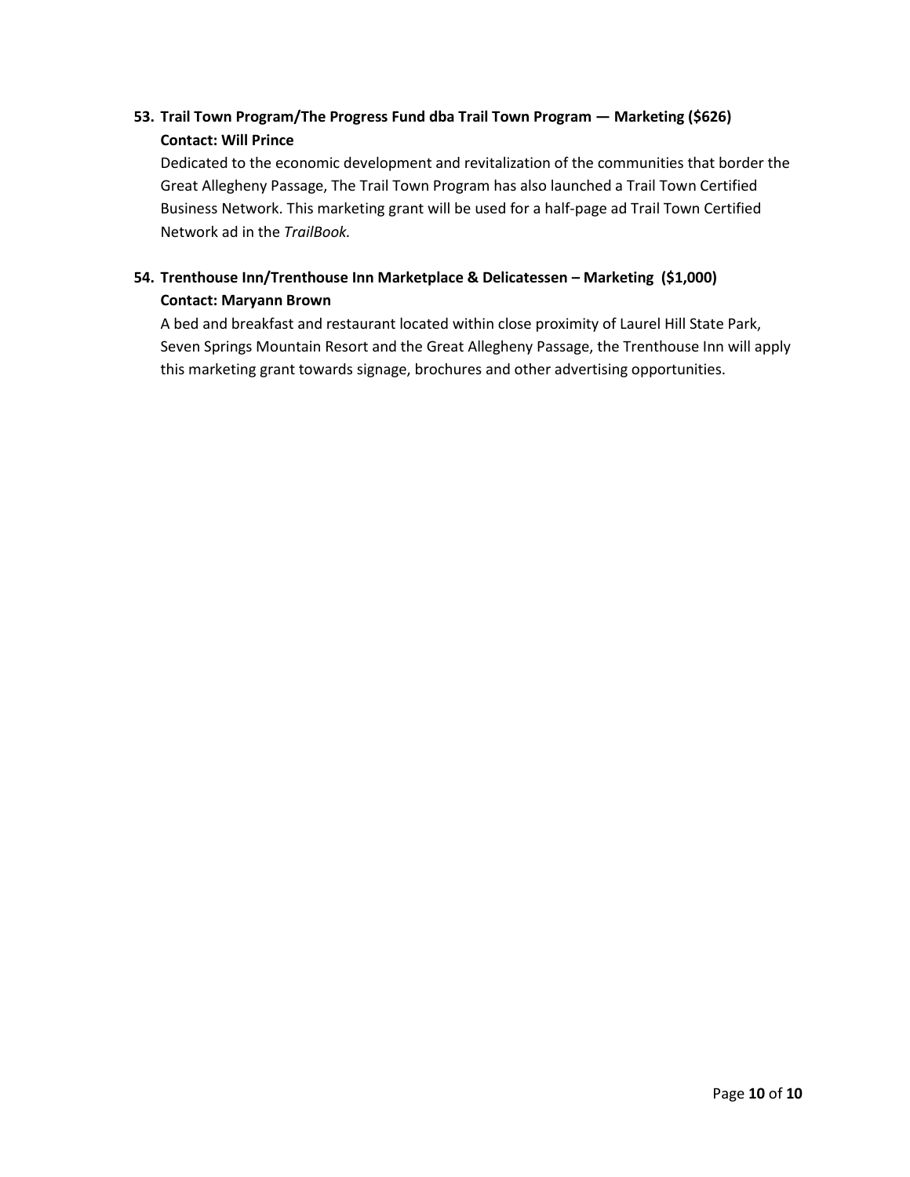**53. Trail Town Program/The Progress Fund dba Trail Town Program — Marketing ($626)**
**Contact: Will Prince**

Dedicated to the economic development and revitalization of the communities that border the Great Allegheny Passage, The Trail Town Program has also launched a Trail Town Certified Business Network. This marketing grant will be used for a half-page ad Trail Town Certified Network ad in the *TrailBook.*

**54. Trenthouse Inn/Trenthouse Inn Marketplace & Delicatessen – Marketing ($1,000)**
**Contact: Maryann Brown**

A bed and breakfast and restaurant located within close proximity of Laurel Hill State Park, Seven Springs Mountain Resort and the Great Allegheny Passage, the Trenthouse Inn will apply this marketing grant towards signage, brochures and other advertising opportunities.